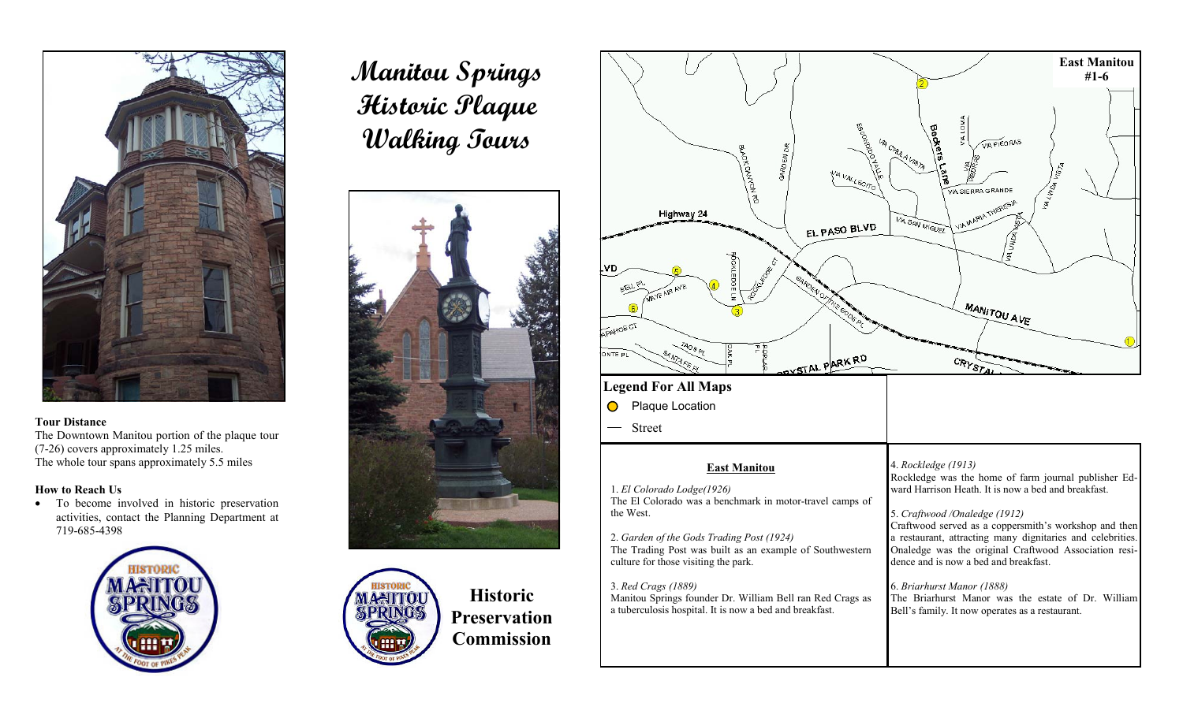# Manitou Springs Historic Plaque Walking Tours

**Historic Preservation Commission**

**Tour Distance**

The Downtown Manitou portion of the plaque tour (7-26) covers approximately 1.25 miles.
The whole tour spans approximately 5.5 miles

**How to Reach Us**

- To become involved in historic preservation activities, contact the Planning Department at 719-685-4398

**East Manitou #1-6**

**Legend For All Maps**

- Plaque Location
- Street

## East Manitou

1. *El Colorado Lodge(1926)*
The El Colorado was a benchmark in motor-travel camps of the West.

2. *Garden of the Gods Trading Post (1924)*
The Trading Post was built as an example of Southwestern culture for those visiting the park.

3. *Red Crags (1889)*
Manitou Springs founder Dr. William Bell ran Red Crags as a tuberculosis hospital. It is now a bed and breakfast.

4. *Rockledge (1913)*
Rockledge was the home of farm journal publisher Edward Harrison Heath. It is now a bed and breakfast.

5. *Craftwood /Onaledge (1912)*
Craftwood served as a coppersmith's workshop and then a restaurant, attracting many dignitaries and celebrities. Onaledge was the original Craftwood Association residence and is now a bed and breakfast.

6. *Briarhurst Manor (1888)*
The Briarhurst Manor was the estate of Dr. William Bell's family. It now operates as a restaurant.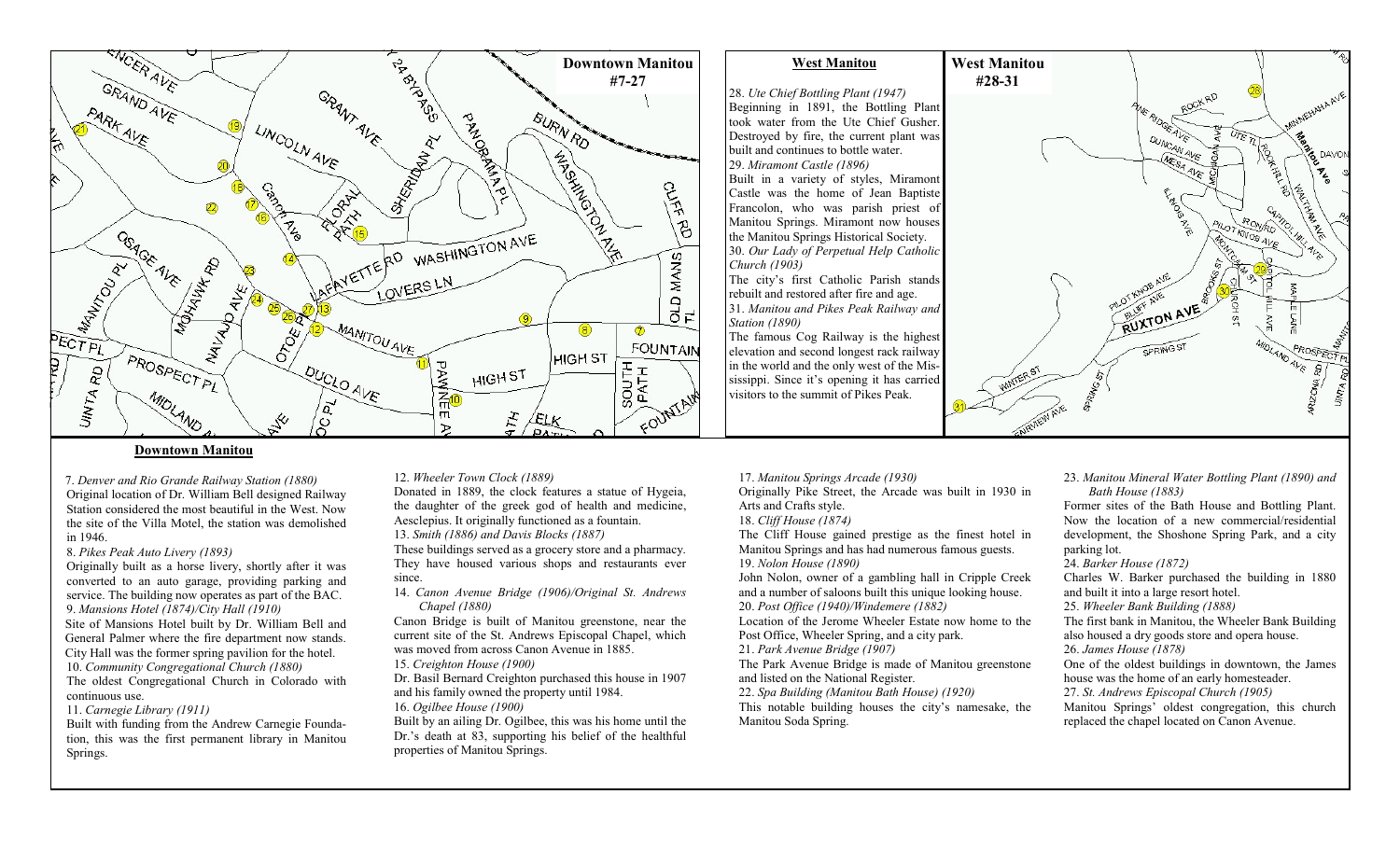## Downtown Manitou #7-27

## West Manitou #28-31

## West Manitou

28. *Ute Chief Bottling Plant (1947)*
Beginning in 1891, the Bottling Plant took water from the Ute Chief Gusher. Destroyed by fire, the current plant was built and continues to bottle water.

29. *Miramont Castle (1896)*
Built in a variety of styles, Miramont Castle was the home of Jean Baptiste Francolon, who was parish priest of Manitou Springs. Miramont now houses the Manitou Springs Historical Society.

30. *Our Lady of Perpetual Help Catholic Church (1903)*
The city's first Catholic Parish stands rebuilt and restored after fire and age.

31. *Manitou and Pikes Peak Railway and Station (1890)*
The famous Cog Railway is the highest elevation and second longest rack railway in the world and the only west of the Mississippi. Since it's opening it has carried visitors to the summit of Pikes Peak.

## Downtown Manitou

7. *Denver and Rio Grande Railway Station (1880)*
Original location of Dr. William Bell designed Railway Station considered the most beautiful in the West. Now the site of the Villa Motel, the station was demolished in 1946.

8. *Pikes Peak Auto Livery (1893)*
Originally built as a horse livery, shortly after it was converted to an auto garage, providing parking and service. The building now operates as part of the BAC.

9. *Mansions Hotel (1874)/City Hall (1910)*
Site of Mansions Hotel built by Dr. William Bell and General Palmer where the fire department now stands. City Hall was the former spring pavilion for the hotel.

10. *Community Congregational Church (1880)*
The oldest Congregational Church in Colorado with continuous use.

11. *Carnegie Library (1911)*
Built with funding from the Andrew Carnegie Foundation, this was the first permanent library in Manitou Springs.

12. *Wheeler Town Clock (1889)*
Donated in 1889, the clock features a statue of Hygeia, the daughter of the greek god of health and medicine, Aesclepius. It originally functioned as a fountain.

13. *Smith (1886) and Davis Blocks (1887)*
These buildings served as a grocery store and a pharmacy. They have housed various shops and restaurants ever since.

14. *Canon Avenue Bridge (1906)/Original St. Andrews Chapel (1880)*
Canon Bridge is built of Manitou greenstone, near the current site of the St. Andrews Episcopal Chapel, which was moved from across Canon Avenue in 1885.

15. *Creighton House (1900)*
Dr. Basil Bernard Creighton purchased this house in 1907 and his family owned the property until 1984.

16. *Ogilbee House (1900)*
Built by an ailing Dr. Ogilbee, this was his home until the Dr.'s death at 83, supporting his belief of the healthful properties of Manitou Springs.

17. *Manitou Springs Arcade (1930)*
Originally Pike Street, the Arcade was built in 1930 in Arts and Crafts style.

18. *Cliff House (1874)*
The Cliff House gained prestige as the finest hotel in Manitou Springs and has had numerous famous guests.

19. *Nolon House (1890)*
John Nolon, owner of a gambling hall in Cripple Creek and a number of saloons built this unique looking house.

20. *Post Office (1940)/Windemere (1882)*
Location of the Jerome Wheeler Estate now home to the Post Office, Wheeler Spring, and a city park.

21. *Park Avenue Bridge (1907)*
The Park Avenue Bridge is made of Manitou greenstone and listed on the National Register.

22. *Spa Building (Manitou Bath House) (1920)*
This notable building houses the city's namesake, the Manitou Soda Spring.

23. *Manitou Mineral Water Bottling Plant (1890) and Bath House (1883)*
Former sites of the Bath House and Bottling Plant. Now the location of a new commercial/residential development, the Shoshone Spring Park, and a city parking lot.

24. *Barker House (1872)*
Charles W. Barker purchased the building in 1880 and built it into a large resort hotel.

25. *Wheeler Bank Building (1888)*
The first bank in Manitou, the Wheeler Bank Building also housed a dry goods store and opera house.

26. *James House (1878)*
One of the oldest buildings in downtown, the James house was the home of an early homesteader.

27. *St. Andrews Episcopal Church (1905)*
Manitou Springs' oldest congregation, this church replaced the chapel located on Canon Avenue.